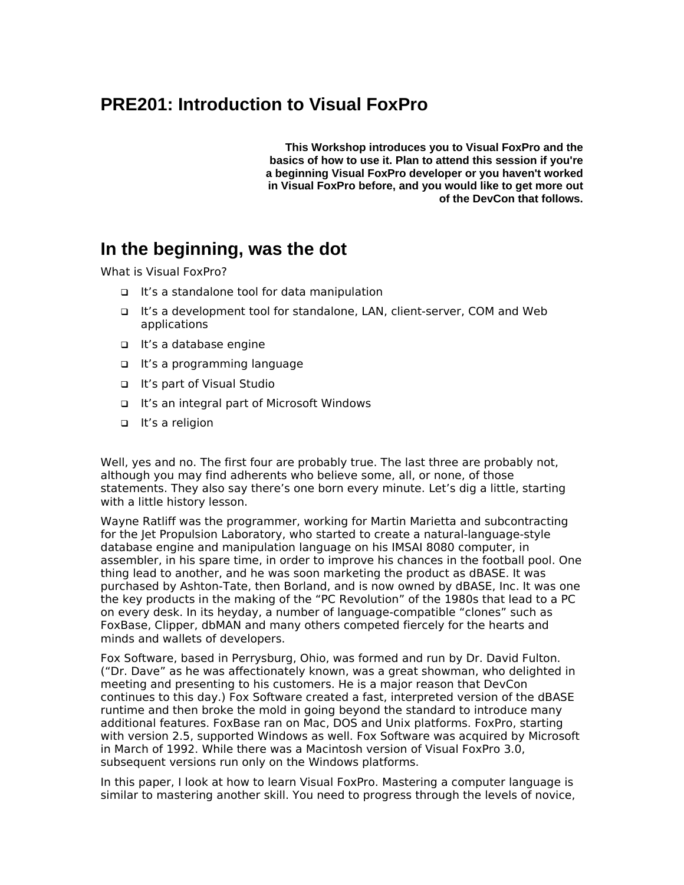# PRE201: Introduction to Visual FoxPro

**This Workshop introduces you to Visual FoxPro and the basics of how to use it. Plan to attend this session if you're a beginning Visual FoxPro developer or you haven't worked in Visual FoxPro before, and you would like to get more out of the DevCon that follows.**

## In the beginning, was the dot

What is Visual FoxPro?

- It's a standalone tool for data manipulation
- It's a development tool for standalone, LAN, client-server, COM and Web applications
- It's a database engine
- It's a programming language
- It's part of Visual Studio
- It's an integral part of Microsoft Windows
- It's a religion

Well, yes and no. The first four are probably true. The last three are probably not, although you may find adherents who believe some, all, or none, of those statements. They also say there's one born every minute. Let's dig a little, starting with a little history lesson.

Wayne Ratliff was the programmer, working for Martin Marietta and subcontracting for the Jet Propulsion Laboratory, who started to create a natural-language-style database engine and manipulation language on his IMSAI 8080 computer, in assembler, in his spare time, in order to improve his chances in the football pool. One thing lead to another, and he was soon marketing the product as dBASE. It was purchased by Ashton-Tate, then Borland, and is now owned by dBASE, Inc. It was one the key products in the making of the "PC Revolution" of the 1980s that lead to a PC on every desk. In its heyday, a number of language-compatible "clones" such as FoxBase, Clipper, dbMAN and many others competed fiercely for the hearts and minds and wallets of developers.

Fox Software, based in Perrysburg, Ohio, was formed and run by Dr. David Fulton. ("Dr. Dave" as he was affectionately known, was a great showman, who delighted in meeting and presenting to his customers. He is a major reason that DevCon continues to this day.) Fox Software created a fast, interpreted version of the dBASE runtime and then broke the mold in going beyond the standard to introduce many additional features. FoxBase ran on Mac, DOS and Unix platforms. FoxPro, starting with version 2.5, supported Windows as well. Fox Software was acquired by Microsoft in March of 1992. While there was a Macintosh version of Visual FoxPro 3.0, subsequent versions run only on the Windows platforms.

In this paper, I look at how to learn Visual FoxPro. Mastering a computer language is similar to mastering another skill. You need to progress through the levels of novice,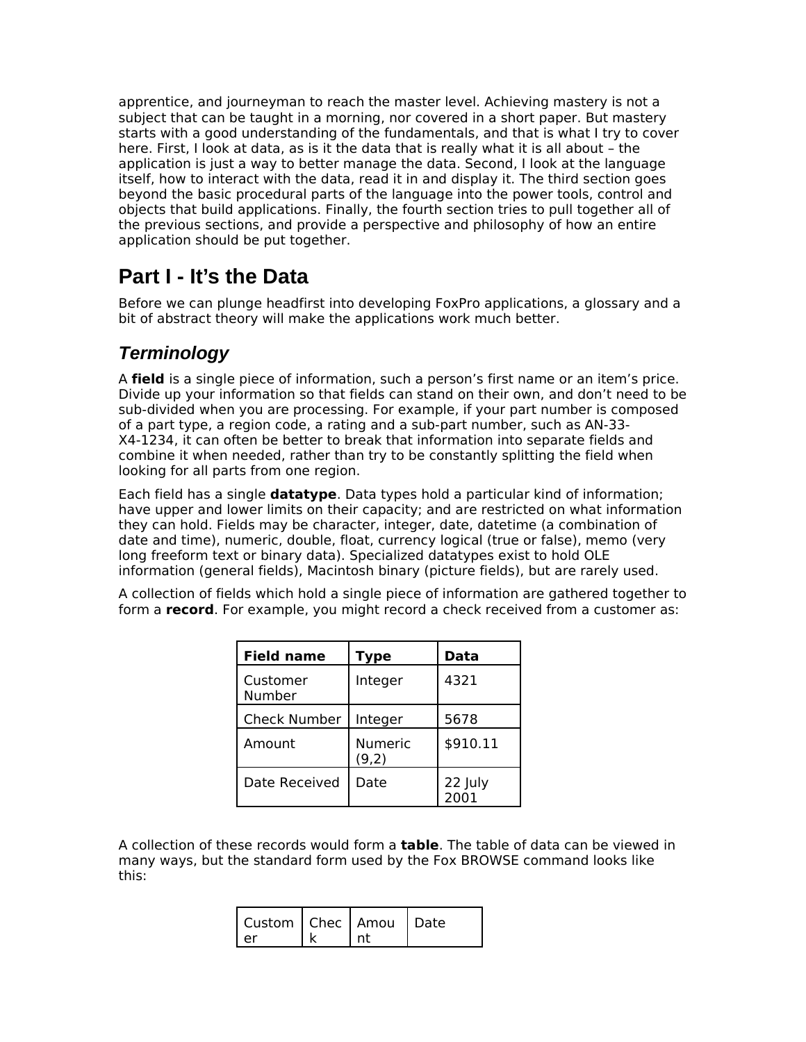apprentice, and journeyman to reach the master level. Achieving mastery is not a subject that can be taught in a morning, nor covered in a short paper. But mastery starts with a good understanding of the fundamentals, and that is what I try to cover here. First, I look at data, as is it the data that is really what it is all about – the application is just a way to better manage the data. Second, I look at the language itself, how to interact with the data, read it in and display it. The third section goes beyond the basic procedural parts of the language into the power tools, control and objects that build applications. Finally, the fourth section tries to pull together all of the previous sections, and provide a perspective and philosophy of how an entire application should be put together.

# Part I - It's the Data

Before we can plunge headfirst into developing FoxPro applications, a glossary and a bit of abstract theory will make the applications work much better.

## *Terminology*

A **field** is a single piece of information, such a person's first name or an item's price. Divide up your information so that fields can stand on their own, and don't need to be sub-divided when you are processing. For example, if your part number is composed of a part type, a region code, a rating and a sub-part number, such as AN-33-X4-1234, it can often be better to break that information into separate fields and combine it when needed, rather than try to be constantly splitting the field when looking for all parts from one region.

Each field has a single **datatype**. Data types hold a particular kind of information; have upper and lower limits on their capacity; and are restricted on what information they can hold. Fields may be character, integer, date, datetime (a combination of date and time), numeric, double, float, currency logical (true or false), memo (very long freeform text or binary data). Specialized datatypes exist to hold OLE information (general fields), Macintosh binary (picture fields), but are rarely used.

A collection of fields which hold a single piece of information are gathered together to form a **record**. For example, you might record a check received from a customer as:

| **Field name** | **Type** | **Data** |
|---|---|---|
| Customer Number | Integer | 4321 |
| Check Number | Integer | 5678 |
| Amount | Numeric (9,2) | $910.11 |
| Date Received | Date | 22 July 2001 |

A collection of these records would form a **table**. The table of data can be viewed in many ways, but the standard form used by the Fox BROWSE command looks like this:

| Customer | Check | Amount | Date |
|---|---|---|---|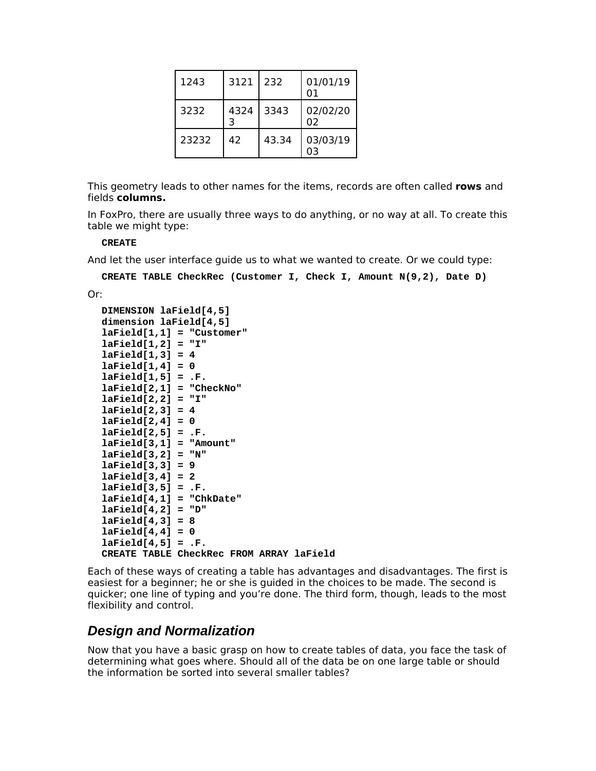| 1243 | 3121 | 232 | 01/01/1901 |
|---|---|---|---|
| 3232 | 43243 | 3343 | 02/02/2002 |
| 23232 | 42 | 43.34 | 03/03/1903 |

This geometry leads to other names for the items, records are often called **rows** and fields **columns.**

In FoxPro, there are usually three ways to do anything, or no way at all. To create this table we might type:

```
CREATE
```

And let the user interface guide us to what we wanted to create. Or we could type:

```
CREATE TABLE CheckRec (Customer I, Check I, Amount N(9,2), Date D)
```

Or:

```
DIMENSION laField[4,5]
dimension laField[4,5]
laField[1,1] = "Customer"
laField[1,2] = "I"
laField[1,3] = 4
laField[1,4] = 0
laField[1,5] = .F.
laField[2,1] = "CheckNo"
laField[2,2] = "I"
laField[2,3] = 4
laField[2,4] = 0
laField[2,5] = .F.
laField[3,1] = "Amount"
laField[3,2] = "N"
laField[3,3] = 9
laField[3,4] = 2
laField[3,5] = .F.
laField[4,1] = "ChkDate"
laField[4,2] = "D"
laField[4,3] = 8
laField[4,4] = 0
laField[4,5] = .F.
CREATE TABLE CheckRec FROM ARRAY laField
```

Each of these ways of creating a table has advantages and disadvantages. The first is easiest for a beginner; he or she is guided in the choices to be made. The second is quicker; one line of typing and you're done. The third form, though, leads to the most flexibility and control.

## *Design and Normalization*

Now that you have a basic grasp on how to create tables of data, you face the task of determining what goes where. Should all of the data be on one large table or should the information be sorted into several smaller tables?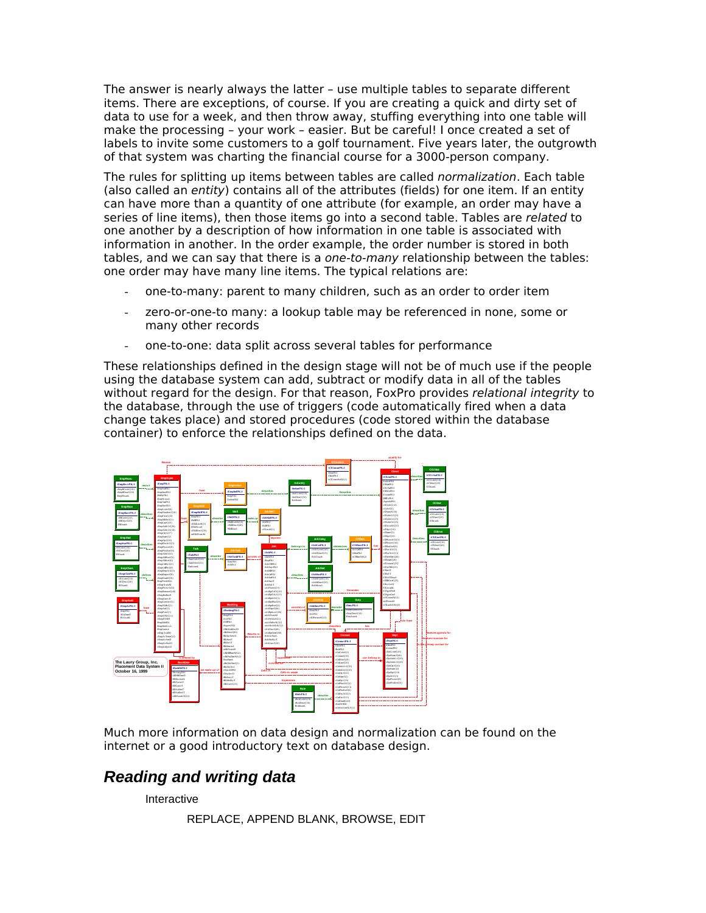The answer is nearly always the latter – use multiple tables to separate different items. There are exceptions, of course. If you are creating a quick and dirty set of data to use for a week, and then throw away, stuffing everything into one table will make the processing – your work – easier. But be careful! I once created a set of labels to invite some customers to a golf tournament. Five years later, the outgrowth of that system was charting the financial course for a 3000-person company.

The rules for splitting up items between tables are called *normalization*. Each table (also called an *entity*) contains all of the attributes (fields) for one item. If an entity can have more than a quantity of one attribute (for example, an order may have a series of line items), then those items go into a second table. Tables are *related* to one another by a description of how information in one table is associated with information in another. In the order example, the order number is stored in both tables, and we can say that there is a *one-to-many* relationship between the tables: one order may have many line items. The typical relations are:

- one-to-many: parent to many children, such as an order to order item
- zero-or-one-to many: a lookup table may be referenced in none, some or many other records
- one-to-one: data split across several tables for performance

These relationships defined in the design stage will not be of much use if the people using the database system can add, subtract or modify data in all of the tables without regard for the design. For that reason, FoxPro provides *relational integrity* to the database, through the use of triggers (code automatically fired when a data change takes place) and stored procedures (code stored within the database container) to enforce the relationships defined on the data.

Much more information on data design and normalization can be found on the internet or a good introductory text on database design.

## Reading and writing data

Interactive

REPLACE, APPEND BLANK, BROWSE, EDIT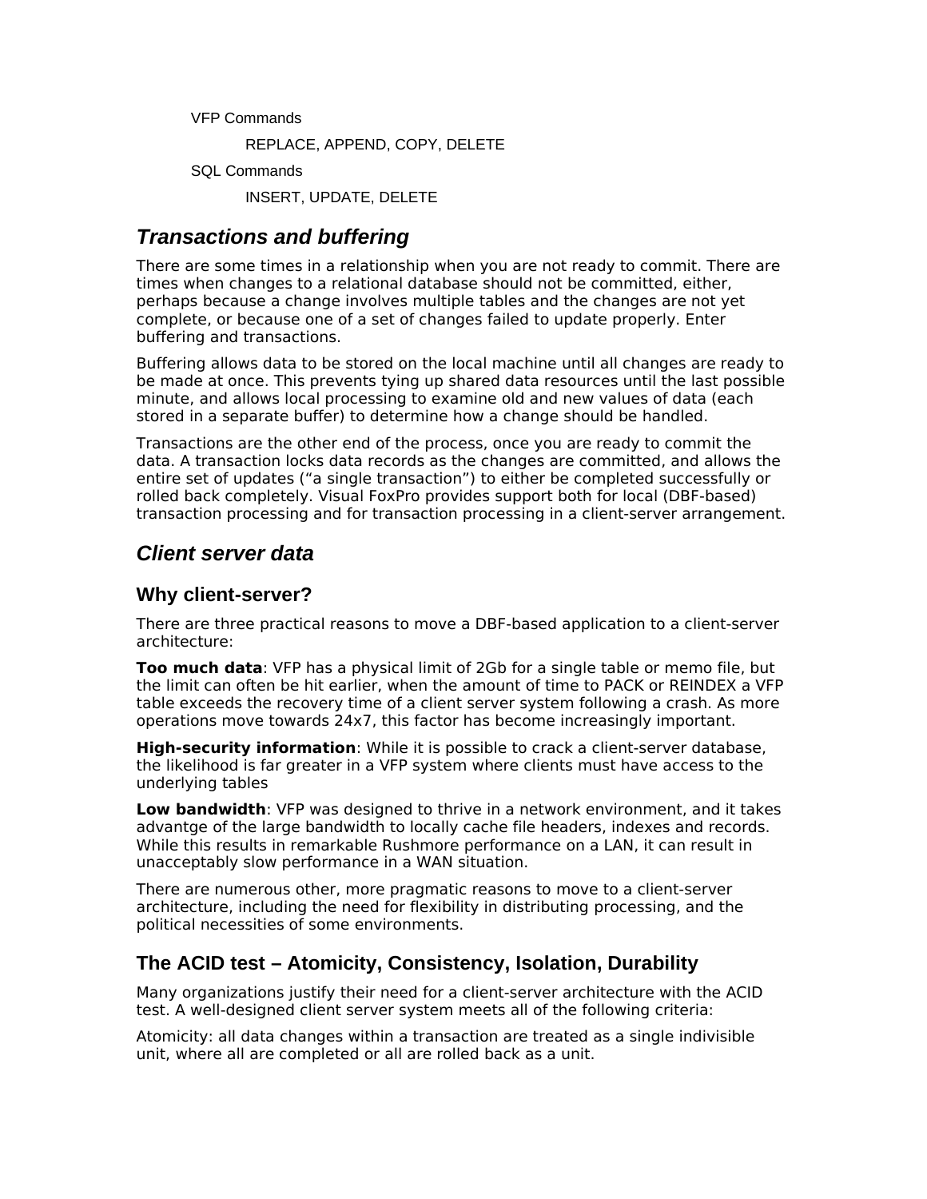VFP Commands

REPLACE, APPEND, COPY, DELETE

SQL Commands

INSERT, UPDATE, DELETE

## *Transactions and buffering*

There are some times in a relationship when you are not ready to commit. There are times when changes to a relational database should not be committed, either, perhaps because a change involves multiple tables and the changes are not yet complete, or because one of a set of changes failed to update properly. Enter buffering and transactions.

Buffering allows data to be stored on the local machine until all changes are ready to be made at once. This prevents tying up shared data resources until the last possible minute, and allows local processing to examine old and new values of data (each stored in a separate buffer) to determine how a change should be handled.

Transactions are the other end of the process, once you are ready to commit the data. A transaction locks data records as the changes are committed, and allows the entire set of updates ("a single transaction") to either be completed successfully or rolled back completely. Visual FoxPro provides support both for local (DBF-based) transaction processing and for transaction processing in a client-server arrangement.

## *Client server data*

### Why client-server?

There are three practical reasons to move a DBF-based application to a client-server architecture:

**Too much data**: VFP has a physical limit of 2Gb for a single table or memo file, but the limit can often be hit earlier, when the amount of time to PACK or REINDEX a VFP table exceeds the recovery time of a client server system following a crash. As more operations move towards 24x7, this factor has become increasingly important.

**High-security information**: While it is possible to crack a client-server database, the likelihood is far greater in a VFP system where clients must have access to the underlying tables

**Low bandwidth**: VFP was designed to thrive in a network environment, and it takes advantge of the large bandwidth to locally cache file headers, indexes and records. While this results in remarkable Rushmore performance on a LAN, it can result in unacceptably slow performance in a WAN situation.

There are numerous other, more pragmatic reasons to move to a client-server architecture, including the need for flexibility in distributing processing, and the political necessities of some environments.

### The ACID test – Atomicity, Consistency, Isolation, Durability

Many organizations justify their need for a client-server architecture with the ACID test. A well-designed client server system meets all of the following criteria:

Atomicity: all data changes within a transaction are treated as a single indivisible unit, where all are completed or all are rolled back as a unit.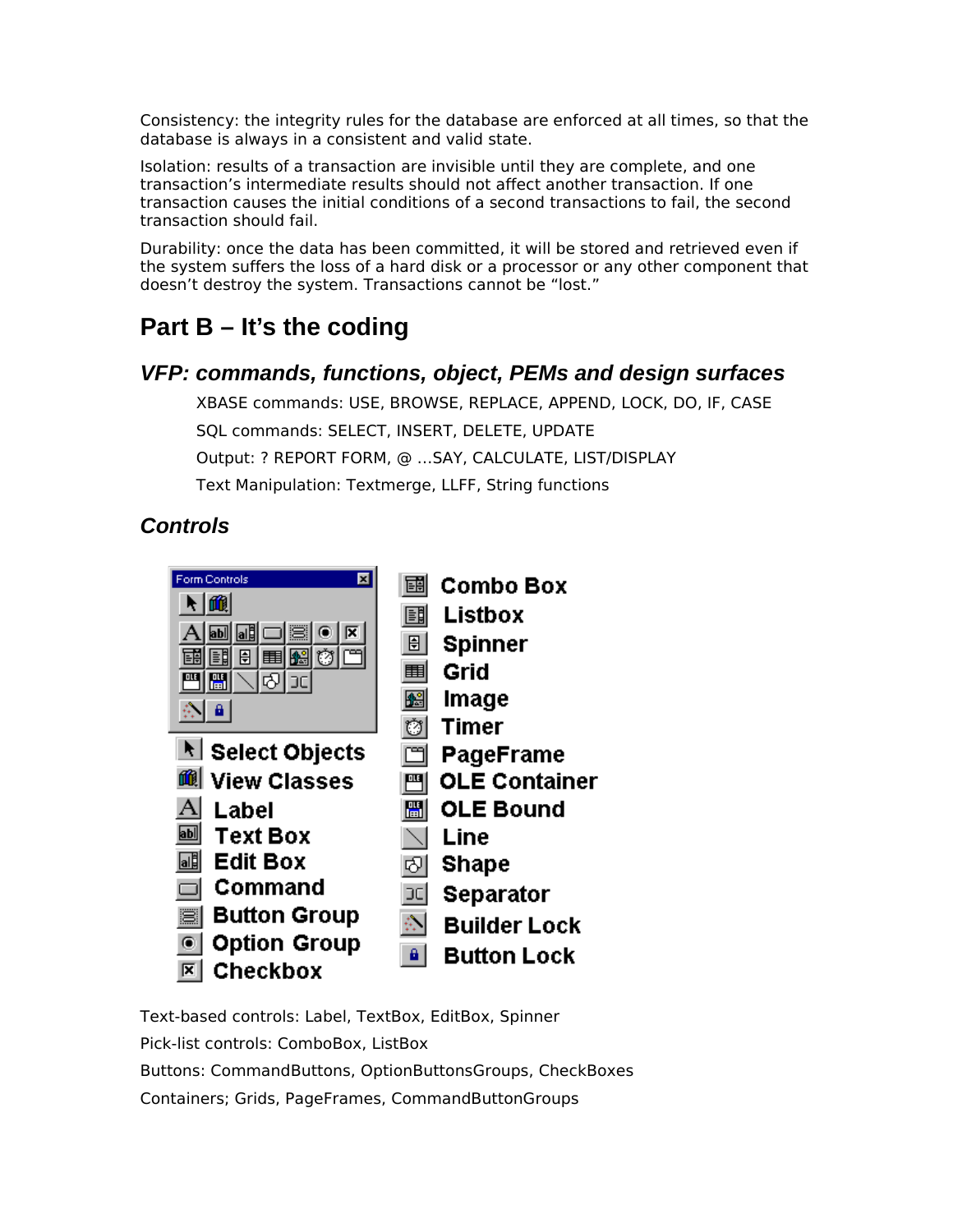Consistency: the integrity rules for the database are enforced at all times, so that the database is always in a consistent and valid state.

Isolation: results of a transaction are invisible until they are complete, and one transaction's intermediate results should not affect another transaction. If one transaction causes the initial conditions of a second transactions to fail, the second transaction should fail.

Durability: once the data has been committed, it will be stored and retrieved even if the system suffers the loss of a hard disk or a processor or any other component that doesn't destroy the system. Transactions cannot be "lost."

## Part B – It's the coding

### *VFP: commands, functions, object, PEMs and design surfaces*

XBASE commands: USE, BROWSE, REPLACE, APPEND, LOCK, DO, IF, CASE

SQL commands: SELECT, INSERT, DELETE, UPDATE

Output: ? REPORT FORM, @ ...SAY, CALCULATE, LIST/DISPLAY

Text Manipulation: Textmerge, LLFF, String functions

### *Controls*

Form Controls

- Select Objects
- View Classes
- Label
- Text Box
- Edit Box
- Command
- Button Group
- Option Group
- Checkbox
- Combo Box
- Listbox
- Spinner
- Grid
- Image
- Timer
- PageFrame
- OLE Container
- OLE Bound
- Line
- Shape
- Separator
- Builder Lock
- Button Lock

Text-based controls: Label, TextBox, EditBox, Spinner

Pick-list controls: ComboBox, ListBox

Buttons: CommandButtons, OptionButtonsGroups, CheckBoxes

Containers; Grids, PageFrames, CommandButtonGroups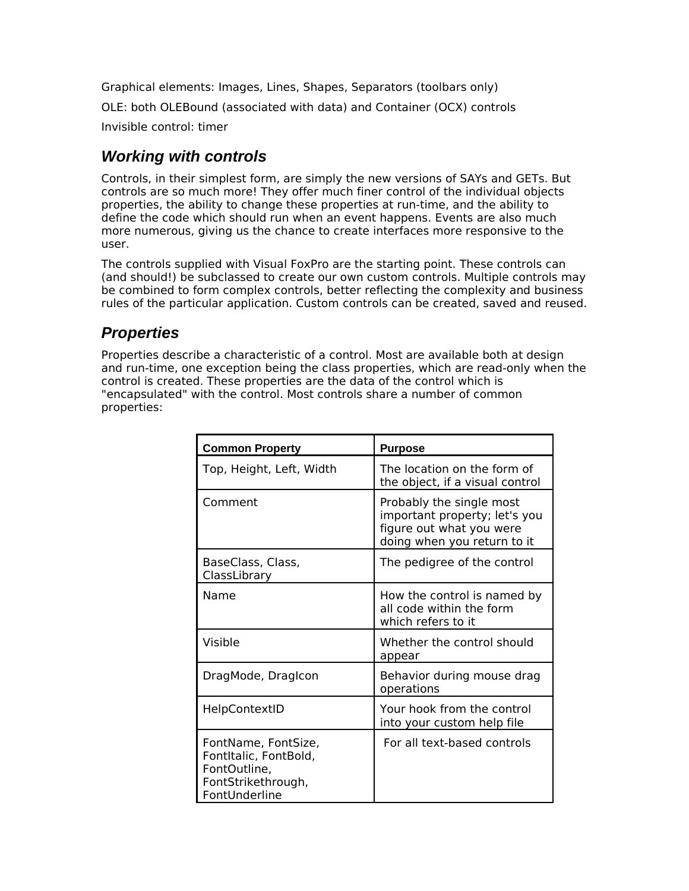Graphical elements: Images, Lines, Shapes, Separators (toolbars only)

OLE: both OLEBound (associated with data) and Container (OCX) controls

Invisible control: timer

## *Working with controls*

Controls, in their simplest form, are simply the new versions of SAYs and GETs. But controls are so much more! They offer much finer control of the individual objects properties, the ability to change these properties at run-time, and the ability to define the code which should run when an event happens. Events are also much more numerous, giving us the chance to create interfaces more responsive to the user.

The controls supplied with Visual FoxPro are the starting point. These controls can (and should!) be subclassed to create our own custom controls. Multiple controls may be combined to form complex controls, better reflecting the complexity and business rules of the particular application. Custom controls can be created, saved and reused.

## *Properties*

Properties describe a characteristic of a control. Most are available both at design and run-time, one exception being the class properties, which are read-only when the control is created. These properties are the data of the control which is "encapsulated" with the control. Most controls share a number of common properties:

| Common Property | Purpose |
|---|---|
| Top, Height, Left, Width | The location on the form of the object, if a visual control |
| Comment | Probably the single most important property; let's you figure out what you were doing when you return to it |
| BaseClass, Class, ClassLibrary | The pedigree of the control |
| Name | How the control is named by all code within the form which refers to it |
| Visible | Whether the control should appear |
| DragMode, DragIcon | Behavior during mouse drag operations |
| HelpContextID | Your hook from the control into your custom help file |
| FontName, FontSize, FontItalic, FontBold, FontOutline, FontStrikethrough, FontUnderline | For all text-based controls |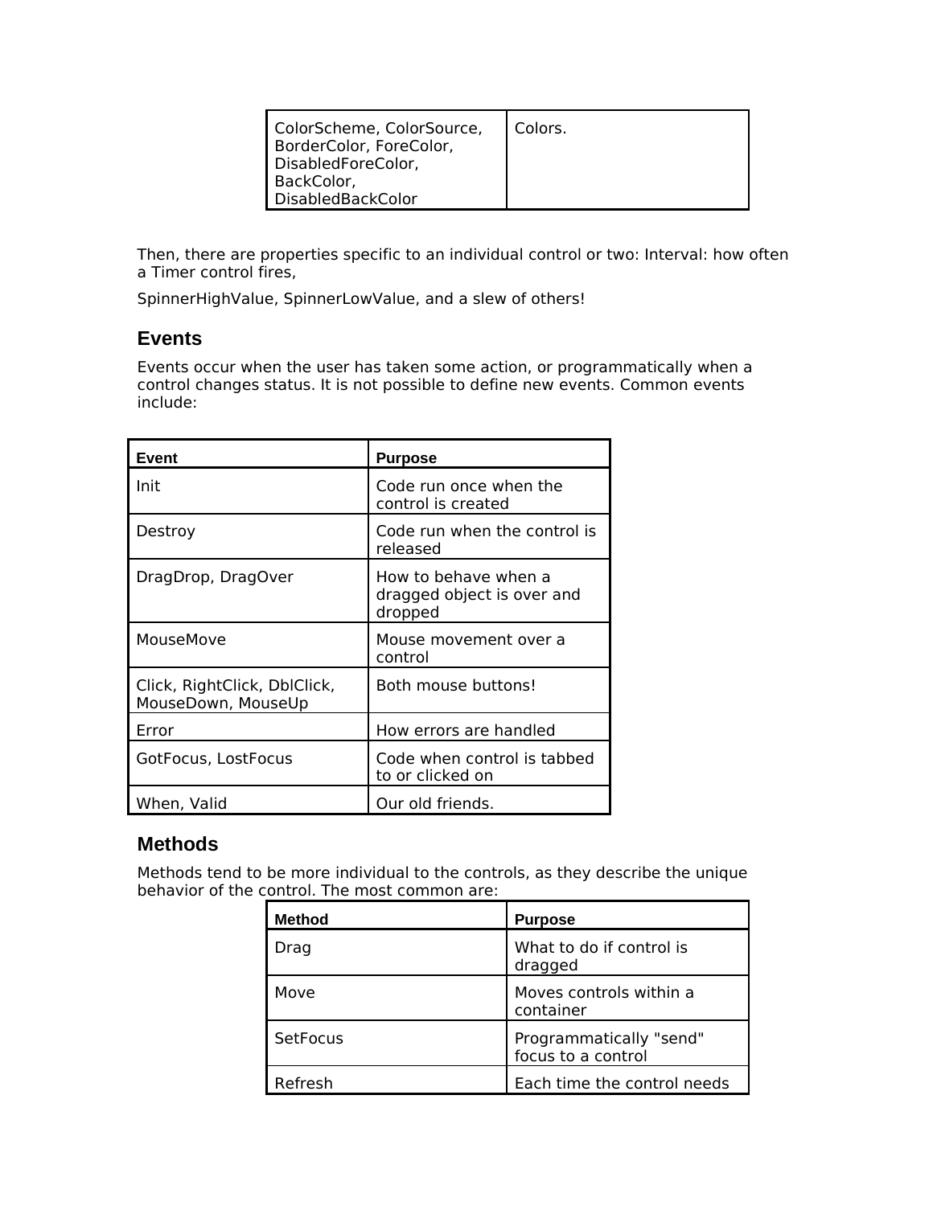| ColorScheme, ColorSource, BorderColor, ForeColor, DisabledForeColor, BackColor, DisabledBackColor | Colors. |
|---|---|

Then, there are properties specific to an individual control or two: Interval: how often a Timer control fires,

SpinnerHighValue, SpinnerLowValue, and a slew of others!

## Events

Events occur when the user has taken some action, or programmatically when a control changes status. It is not possible to define new events. Common events include:

| Event | Purpose |
|---|---|
| Init | Code run once when the control is created |
| Destroy | Code run when the control is released |
| DragDrop, DragOver | How to behave when a dragged object is over and dropped |
| MouseMove | Mouse movement over a control |
| Click, RightClick, DblClick, MouseDown, MouseUp | Both mouse buttons! |
| Error | How errors are handled |
| GotFocus, LostFocus | Code when control is tabbed to or clicked on |
| When, Valid | Our old friends. |

## Methods

Methods tend to be more individual to the controls, as they describe the unique behavior of the control. The most common are:

| Method | Purpose |
|---|---|
| Drag | What to do if control is dragged |
| Move | Moves controls within a container |
| SetFocus | Programmatically "send" focus to a control |
| Refresh | Each time the control needs |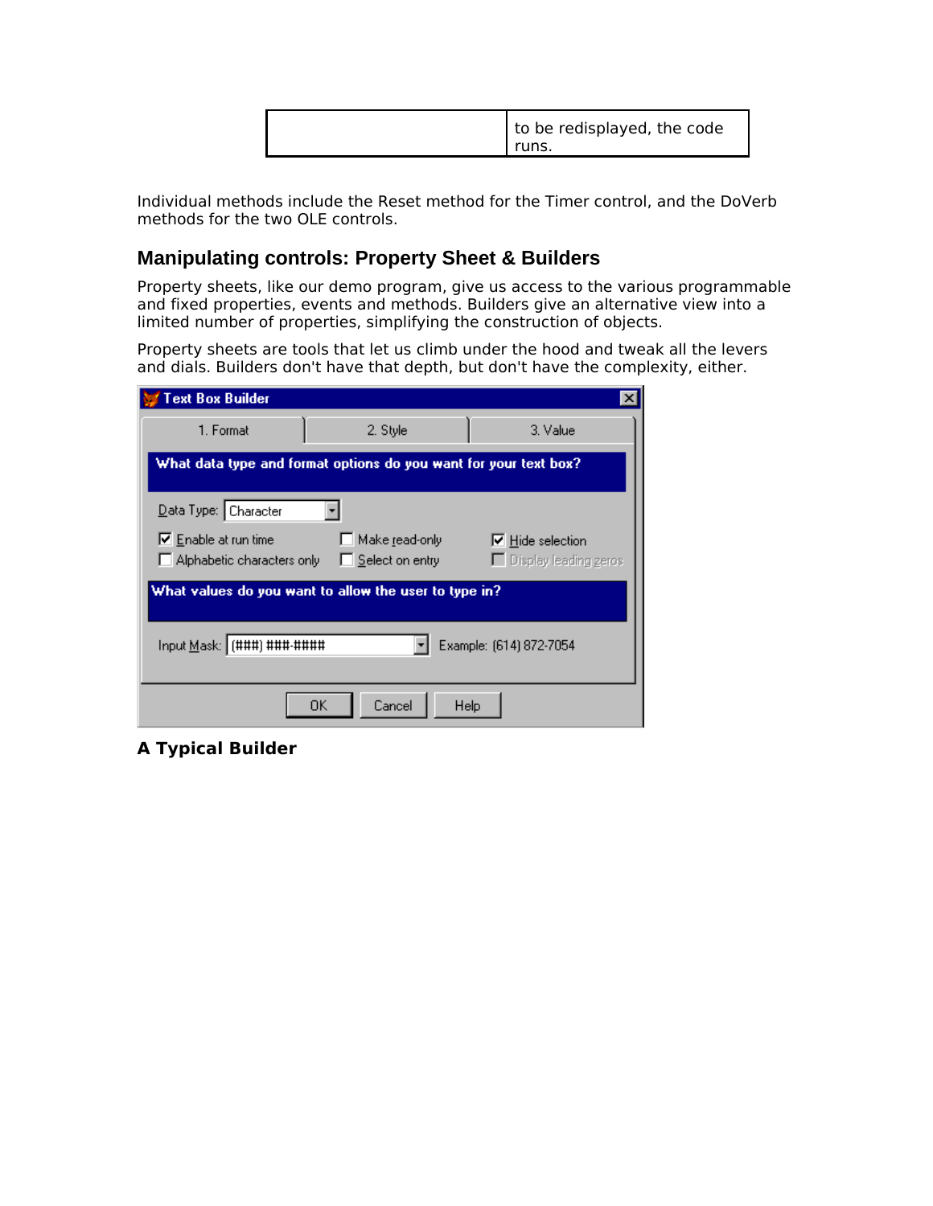| | to be redisplayed, the code runs. |
|---|---|

Individual methods include the Reset method for the Timer control, and the DoVerb methods for the two OLE controls.

## Manipulating controls: Property Sheet & Builders

Property sheets, like our demo program, give us access to the various programmable and fixed properties, events and methods. Builders give an alternative view into a limited number of properties, simplifying the construction of objects.

Property sheets are tools that let us climb under the hood and tweak all the levers and dials. Builders don't have that depth, but don't have the complexity, either.

**A Typical Builder**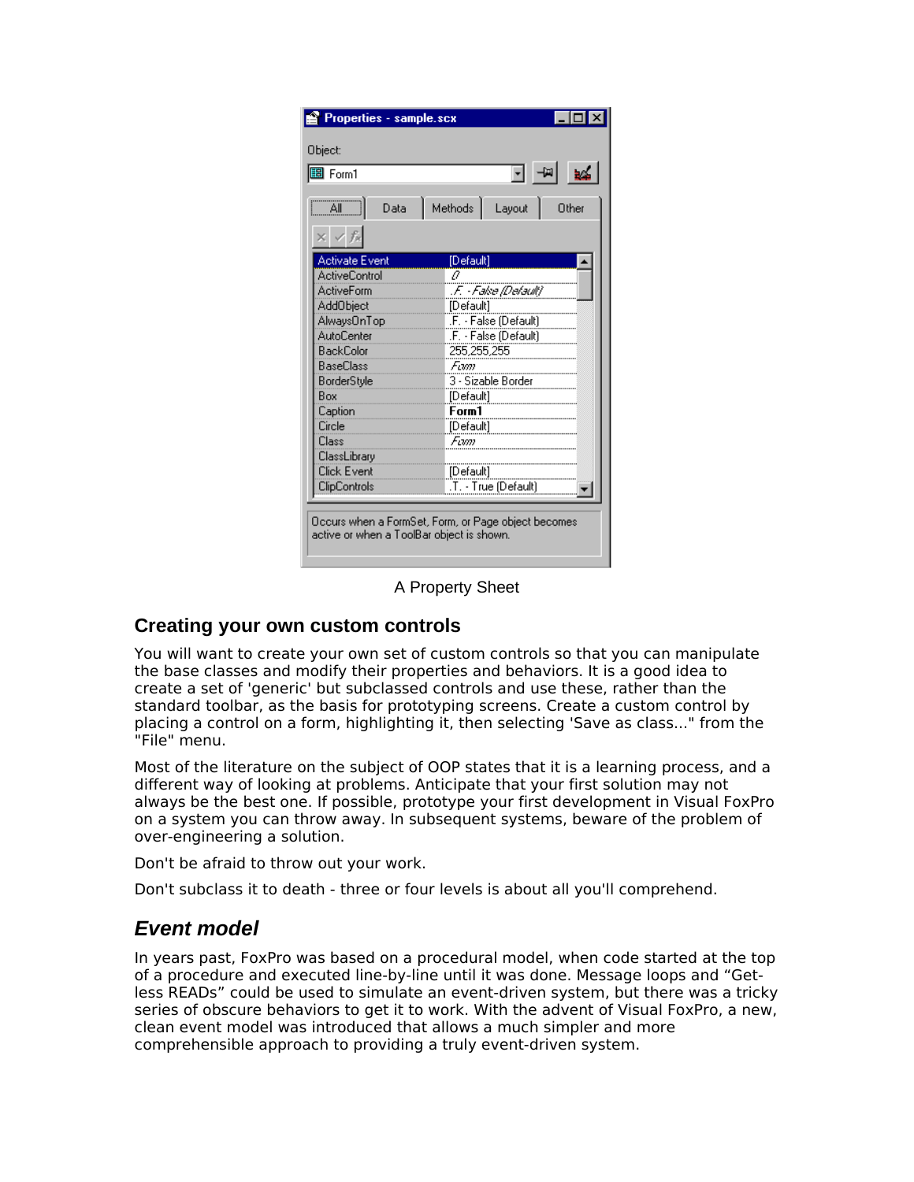A Property Sheet

## Creating your own custom controls

You will want to create your own set of custom controls so that you can manipulate the base classes and modify their properties and behaviors. It is a good idea to create a set of 'generic' but subclassed controls and use these, rather than the standard toolbar, as the basis for prototyping screens. Create a custom control by placing a control on a form, highlighting it, then selecting 'Save as class..." from the "File" menu.

Most of the literature on the subject of OOP states that it is a learning process, and a different way of looking at problems. Anticipate that your first solution may not always be the best one. If possible, prototype your first development in Visual FoxPro on a system you can throw away. In subsequent systems, beware of the problem of over-engineering a solution.

Don't be afraid to throw out your work.

Don't subclass it to death - three or four levels is about all you'll comprehend.

## *Event model*

In years past, FoxPro was based on a procedural model, when code started at the top of a procedure and executed line-by-line until it was done. Message loops and "Get-less READs" could be used to simulate an event-driven system, but there was a tricky series of obscure behaviors to get it to work. With the advent of Visual FoxPro, a new, clean event model was introduced that allows a much simpler and more comprehensible approach to providing a truly event-driven system.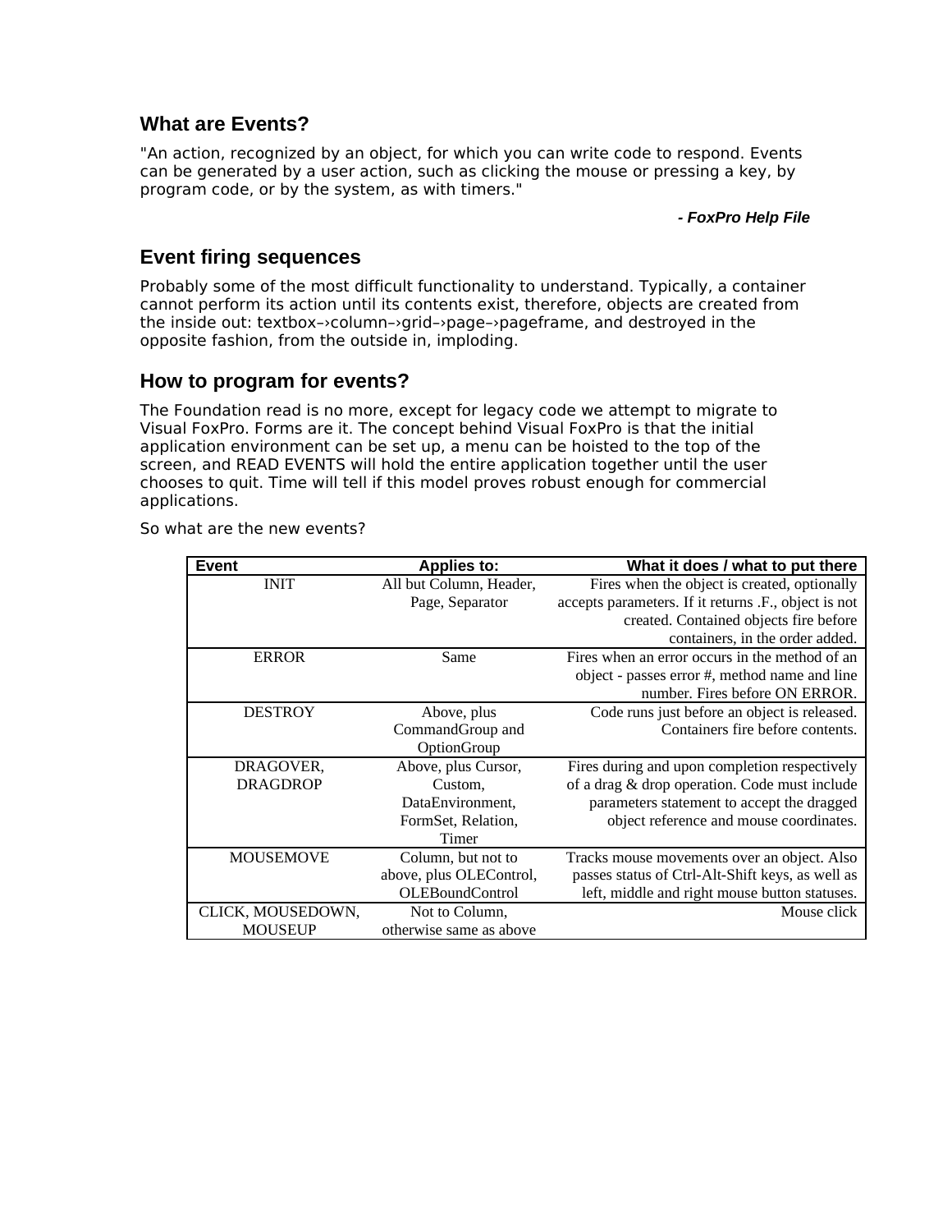## What are Events?

"An action, recognized by an object, for which you can write code to respond. Events can be generated by a user action, such as clicking the mouse or pressing a key, by program code, or by the system, as with timers."

***- FoxPro Help File***

## Event firing sequences

Probably some of the most difficult functionality to understand. Typically, a container cannot perform its action until its contents exist, therefore, objects are created from the inside out: textbox–›column–›grid–›page–›pageframe, and destroyed in the opposite fashion, from the outside in, imploding.

## How to program for events?

The Foundation read is no more, except for legacy code we attempt to migrate to Visual FoxPro. Forms are it. The concept behind Visual FoxPro is that the initial application environment can be set up, a menu can be hoisted to the top of the screen, and READ EVENTS will hold the entire application together until the user chooses to quit. Time will tell if this model proves robust enough for commercial applications.

So what are the new events?

| Event | Applies to: | What it does / what to put there |
|---|---|---|
| INIT | All but Column, Header, Page, Separator | Fires when the object is created, optionally accepts parameters. If it returns .F., object is not created. Contained objects fire before containers, in the order added. |
| ERROR | Same | Fires when an error occurs in the method of an object - passes error #, method name and line number. Fires before ON ERROR. |
| DESTROY | Above, plus CommandGroup and OptionGroup | Code runs just before an object is released. Containers fire before contents. |
| DRAGOVER, DRAGDROP | Above, plus Cursor, Custom, DataEnvironment, FormSet, Relation, Timer | Fires during and upon completion respectively of a drag & drop operation. Code must include parameters statement to accept the dragged object reference and mouse coordinates. |
| MOUSEMOVE | Column, but not to above, plus OLEControl, OLEBoundControl | Tracks mouse movements over an object. Also passes status of Ctrl-Alt-Shift keys, as well as left, middle and right mouse button statuses. |
| CLICK, MOUSEDOWN, MOUSEUP | Not to Column, otherwise same as above | Mouse click |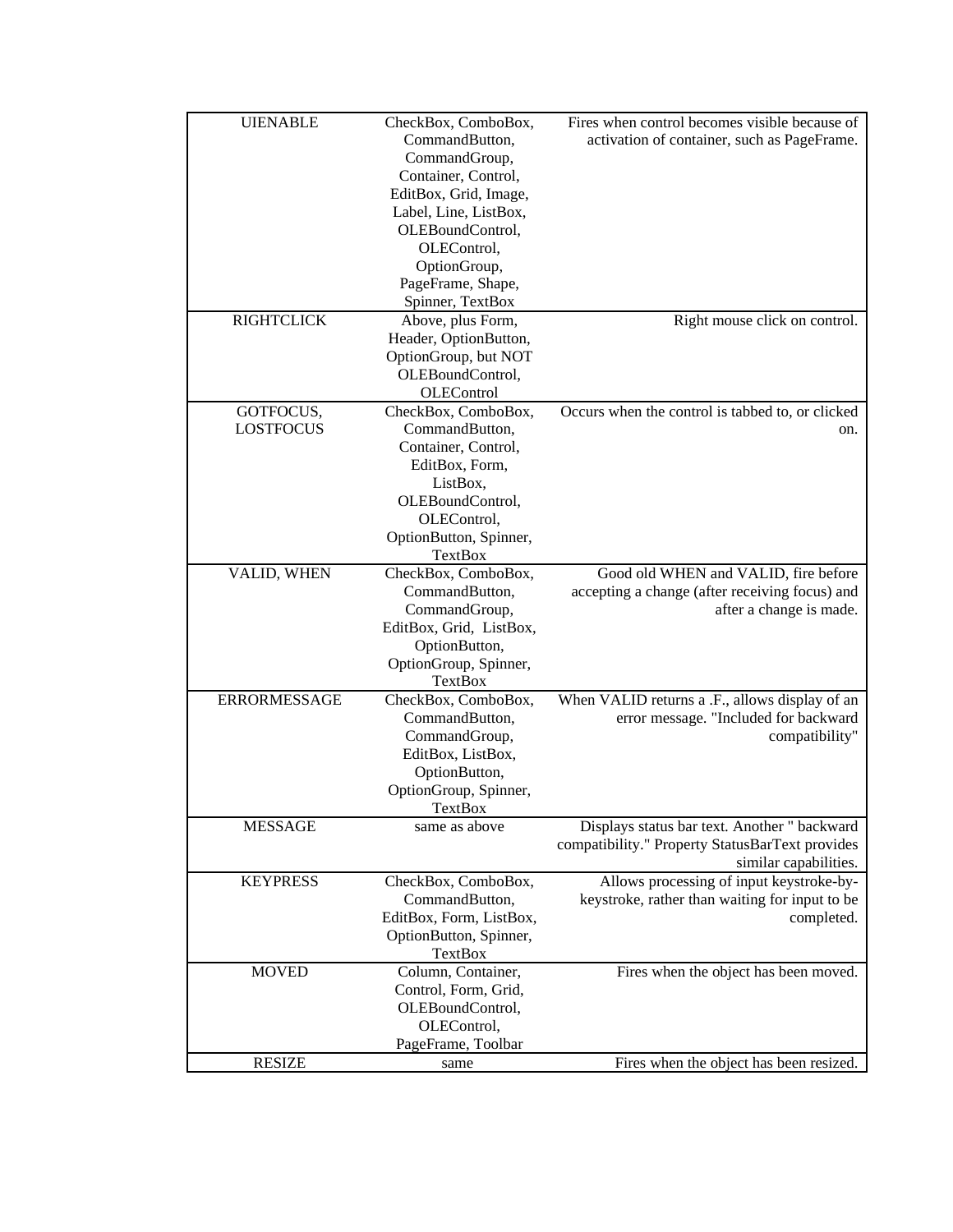| | | |
|---|---|---|
| UIENABLE | CheckBox, ComboBox, CommandButton, CommandGroup, Container, Control, EditBox, Grid, Image, Label, Line, ListBox, OLEBoundControl, OLEControl, OptionGroup, PageFrame, Shape, Spinner, TextBox | Fires when control becomes visible because of activation of container, such as PageFrame. |
| RIGHTCLICK | Above, plus Form, Header, OptionButton, OptionGroup, but NOT OLEBoundControl, OLEControl | Right mouse click on control. |
| GOTFOCUS, LOSTFOCUS | CheckBox, ComboBox, CommandButton, Container, Control, EditBox, Form, ListBox, OLEBoundControl, OLEControl, OptionButton, Spinner, TextBox | Occurs when the control is tabbed to, or clicked on. |
| VALID, WHEN | CheckBox, ComboBox, CommandButton, CommandGroup, EditBox, Grid, ListBox, OptionButton, OptionGroup, Spinner, TextBox | Good old WHEN and VALID, fire before accepting a change (after receiving focus) and after a change is made. |
| ERRORMESSAGE | CheckBox, ComboBox, CommandButton, CommandGroup, EditBox, ListBox, OptionButton, OptionGroup, Spinner, TextBox | When VALID returns a .F., allows display of an error message. "Included for backward compatibility" |
| MESSAGE | same as above | Displays status bar text. Another " backward compatibility." Property StatusBarText provides similar capabilities. |
| KEYPRESS | CheckBox, ComboBox, CommandButton, EditBox, Form, ListBox, OptionButton, Spinner, TextBox | Allows processing of input keystroke-by-keystroke, rather than waiting for input to be completed. |
| MOVED | Column, Container, Control, Form, Grid, OLEBoundControl, OLEControl, PageFrame, Toolbar | Fires when the object has been moved. |
| RESIZE | same | Fires when the object has been resized. |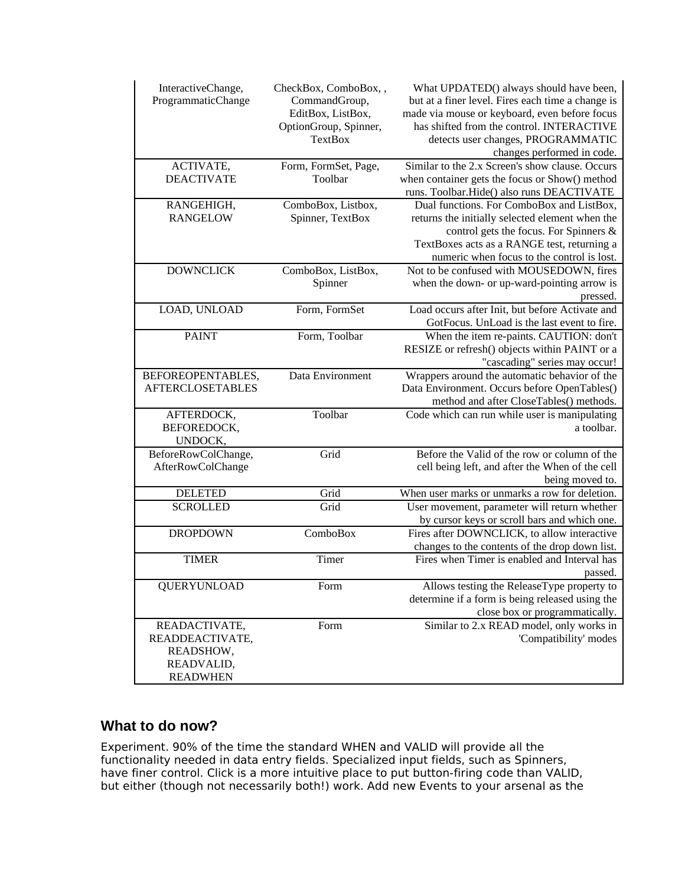| | | |
|---|---|---|
| InteractiveChange, ProgrammaticChange | CheckBox, ComboBox, , CommandGroup, EditBox, ListBox, OptionGroup, Spinner, TextBox | What UPDATED() always should have been, but at a finer level. Fires each time a change is made via mouse or keyboard, even before focus has shifted from the control. INTERACTIVE detects user changes, PROGRAMMATIC changes performed in code. |
| ACTIVATE, DEACTIVATE | Form, FormSet, Page, Toolbar | Similar to the 2.x Screen's show clause. Occurs when container gets the focus or Show() method runs. Toolbar.Hide() also runs DEACTIVATE |
| RANGEHIGH, RANGELOW | ComboBox, Listbox, Spinner, TextBox | Dual functions. For ComboBox and ListBox, returns the initially selected element when the control gets the focus. For Spinners & TextBoxes acts as a RANGE test, returning a numeric when focus to the control is lost. |
| DOWNCLICK | ComboBox, ListBox, Spinner | Not to be confused with MOUSEDOWN, fires when the down- or up-ward-pointing arrow is pressed. |
| LOAD, UNLOAD | Form, FormSet | Load occurs after Init, but before Activate and GotFocus. UnLoad is the last event to fire. |
| PAINT | Form, Toolbar | When the item re-paints. CAUTION: don't RESIZE or refresh() objects within PAINT or a "cascading" series may occur! |
| BEFOREOPENTABLES, AFTERCLOSETABLES | Data Environment | Wrappers around the automatic behavior of the Data Environment. Occurs before OpenTables() method and after CloseTables() methods. |
| AFTERDOCK, BEFOREDOCK, UNDOCK, | Toolbar | Code which can run while user is manipulating a toolbar. |
| BeforeRowColChange, AfterRowColChange | Grid | Before the Valid of the row or column of the cell being left, and after the When of the cell being moved to. |
| DELETED | Grid | When user marks or unmarks a row for deletion. |
| SCROLLED | Grid | User movement, parameter will return whether by cursor keys or scroll bars and which one. |
| DROPDOWN | ComboBox | Fires after DOWNCLICK, to allow interactive changes to the contents of the drop down list. |
| TIMER | Timer | Fires when Timer is enabled and Interval has passed. |
| QUERYUNLOAD | Form | Allows testing the ReleaseType property to determine if a form is being released using the close box or programmatically. |
| READACTIVATE, READDEACTIVATE, READSHOW, READVALID, READWHEN | Form | Similar to 2.x READ model, only works in 'Compatibility' modes |

## What to do now?

Experiment. 90% of the time the standard WHEN and VALID will provide all the functionality needed in data entry fields. Specialized input fields, such as Spinners, have finer control. Click is a more intuitive place to put button-firing code than VALID, but either (though not necessarily both!) work. Add new Events to your arsenal as the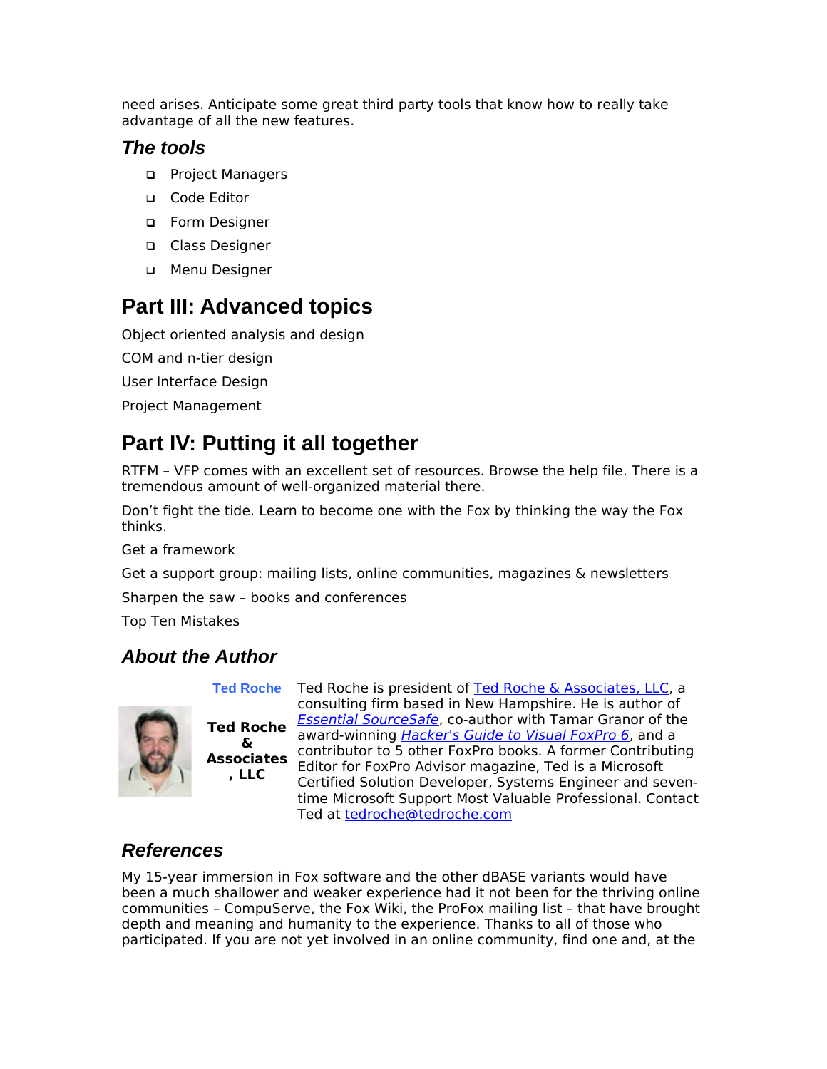need arises. Anticipate some great third party tools that know how to really take advantage of all the new features.

### *The tools*

- Project Managers
- Code Editor
- Form Designer
- Class Designer
- Menu Designer

## Part III: Advanced topics

Object oriented analysis and design

COM and n-tier design

User Interface Design

Project Management

## Part IV: Putting it all together

RTFM – VFP comes with an excellent set of resources. Browse the help file. There is a tremendous amount of well-organized material there.

Don't fight the tide. Learn to become one with the Fox by thinking the way the Fox thinks.

Get a framework

Get a support group: mailing lists, online communities, magazines & newsletters

Sharpen the saw – books and conferences

Top Ten Mistakes

### *About the Author*

**Ted Roche**

**Ted Roche & Associates, LLC**

Ted Roche is president of Ted Roche & Associates, LLC, a consulting firm based in New Hampshire. He is author of *Essential SourceSafe*, co-author with Tamar Granor of the award-winning *Hacker's Guide to Visual FoxPro 6*, and a contributor to 5 other FoxPro books. A former Contributing Editor for FoxPro Advisor magazine, Ted is a Microsoft Certified Solution Developer, Systems Engineer and seven-time Microsoft Support Most Valuable Professional. Contact Ted at tedroche@tedroche.com

### *References*

My 15-year immersion in Fox software and the other dBASE variants would have been a much shallower and weaker experience had it not been for the thriving online communities – CompuServe, the Fox Wiki, the ProFox mailing list – that have brought depth and meaning and humanity to the experience. Thanks to all of those who participated. If you are not yet involved in an online community, find one and, at the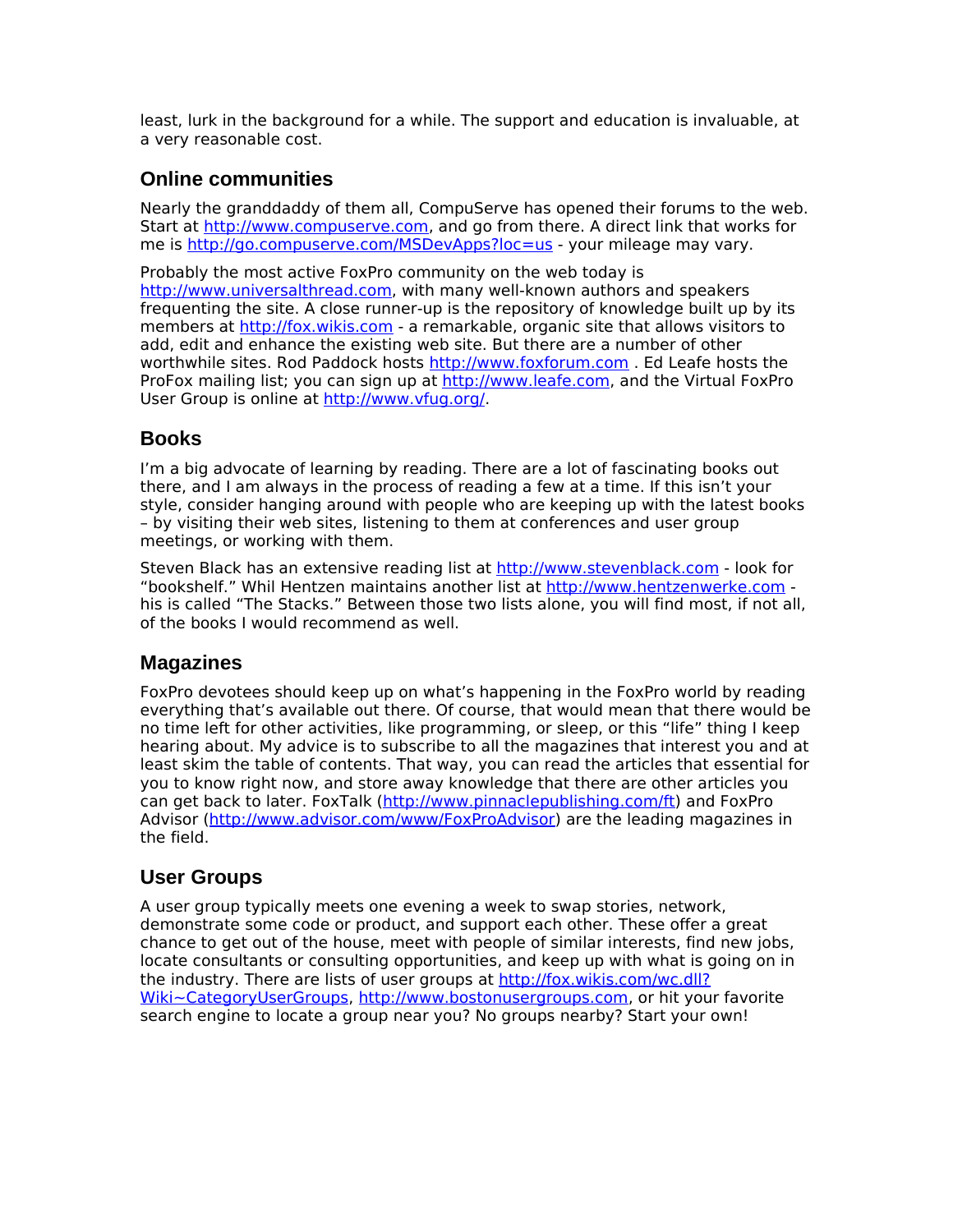least, lurk in the background for a while. The support and education is invaluable, at a very reasonable cost.

## Online communities

Nearly the granddaddy of them all, CompuServe has opened their forums to the web. Start at http://www.compuserve.com, and go from there. A direct link that works for me is http://go.compuserve.com/MSDevApps?loc=us - your mileage may vary.

Probably the most active FoxPro community on the web today is http://www.universalthread.com, with many well-known authors and speakers frequenting the site. A close runner-up is the repository of knowledge built up by its members at http://fox.wikis.com - a remarkable, organic site that allows visitors to add, edit and enhance the existing web site. But there are a number of other worthwhile sites. Rod Paddock hosts http://www.foxforum.com . Ed Leafe hosts the ProFox mailing list; you can sign up at http://www.leafe.com, and the Virtual FoxPro User Group is online at http://www.vfug.org/.

## Books

I'm a big advocate of learning by reading. There are a lot of fascinating books out there, and I am always in the process of reading a few at a time. If this isn't your style, consider hanging around with people who are keeping up with the latest books – by visiting their web sites, listening to them at conferences and user group meetings, or working with them.

Steven Black has an extensive reading list at http://www.stevenblack.com - look for "bookshelf." Whil Hentzen maintains another list at http://www.hentzenwerke.com - his is called "The Stacks." Between those two lists alone, you will find most, if not all, of the books I would recommend as well.

## Magazines

FoxPro devotees should keep up on what's happening in the FoxPro world by reading everything that's available out there. Of course, that would mean that there would be no time left for other activities, like programming, or sleep, or this "life" thing I keep hearing about. My advice is to subscribe to all the magazines that interest you and at least skim the table of contents. That way, you can read the articles that essential for you to know right now, and store away knowledge that there are other articles you can get back to later. FoxTalk (http://www.pinnaclepublishing.com/ft) and FoxPro Advisor (http://www.advisor.com/www/FoxProAdvisor) are the leading magazines in the field.

## User Groups

A user group typically meets one evening a week to swap stories, network, demonstrate some code or product, and support each other. These offer a great chance to get out of the house, meet with people of similar interests, find new jobs, locate consultants or consulting opportunities, and keep up with what is going on in the industry. There are lists of user groups at http://fox.wikis.com/wc.dll?Wiki~CategoryUserGroups, http://www.bostonusergroups.com, or hit your favorite search engine to locate a group near you? No groups nearby? Start your own!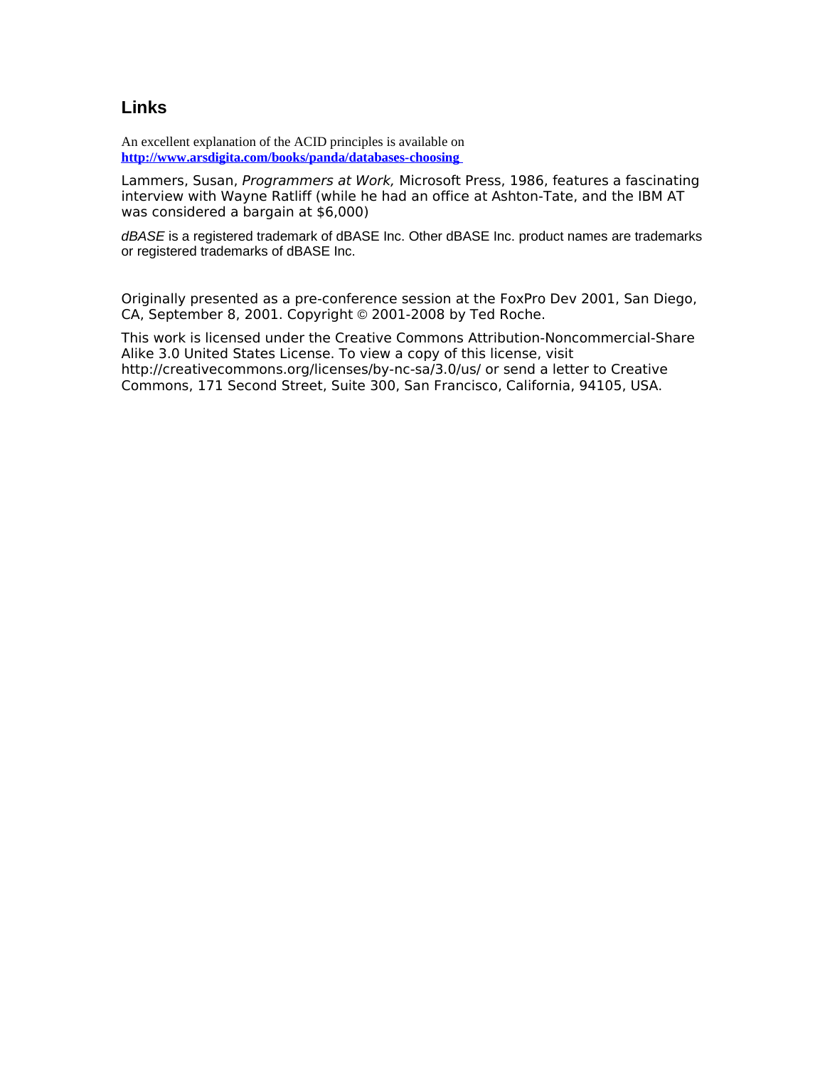## Links

An excellent explanation of the ACID principles is available on **http://www.arsdigita.com/books/panda/databases-choosing**

Lammers, Susan, *Programmers at Work,* Microsoft Press, 1986, features a fascinating interview with Wayne Ratliff (while he had an office at Ashton-Tate, and the IBM AT was considered a bargain at $6,000)

*dBASE* is a registered trademark of dBASE Inc. Other dBASE Inc. product names are trademarks or registered trademarks of dBASE Inc.

Originally presented as a pre-conference session at the FoxPro Dev 2001, San Diego, CA, September 8, 2001. Copyright © 2001-2008 by Ted Roche.

This work is licensed under the Creative Commons Attribution-Noncommercial-Share Alike 3.0 United States License. To view a copy of this license, visit http://creativecommons.org/licenses/by-nc-sa/3.0/us/ or send a letter to Creative Commons, 171 Second Street, Suite 300, San Francisco, California, 94105, USA.